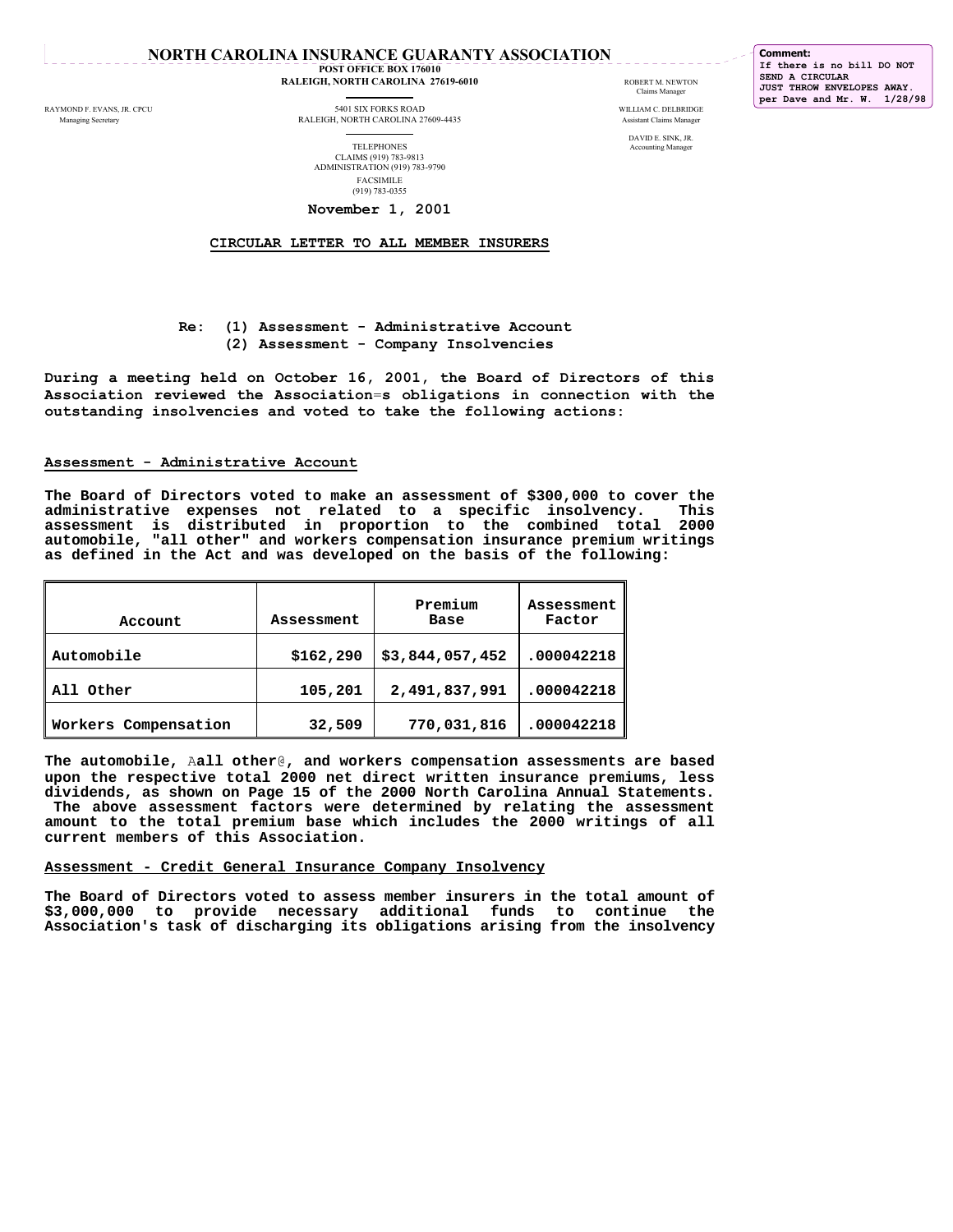# NORTH CAROLINA INSURANCE GUARANTY ASSOCIATION

POST OFFICE BOX 176010
RALEIGH, NORTH CAROLINA 27619-6010

5401 SIX FORKS ROAD
RALEIGH, NORTH CAROLINA 27609-4435

TELEPHONES
CLAIMS (919) 783-9813
ADMINISTRATION (919) 783-9790
FACSIMILE
(919) 783-0355

RAYMOND F. EVANS, JR. CPCU
Managing Secretary

ROBERT M. NEWTON
Claims Manager

WILLIAM C. DELBRIDGE
Assistant Claims Manager

DAVID E. SINK, JR.
Accounting Manager

**Comment:** If there is no bill DO NOT SEND A CIRCULAR JUST THROW ENVELOPES AWAY. per Dave and Mr. W. 1/28/98

**November 1, 2001**

**CIRCULAR LETTER TO ALL MEMBER INSURERS**

**Re: (1) Assessment - Administrative Account**
**(2) Assessment - Company Insolvencies**

**During a meeting held on October 16, 2001, the Board of Directors of this Association reviewed the Association=s obligations in connection with the outstanding insolvencies and voted to take the following actions:**

## Assessment - Administrative Account

**The Board of Directors voted to make an assessment of $300,000 to cover the administrative expenses not related to a specific insolvency. This assessment is distributed in proportion to the combined total 2000 automobile, "all other" and workers compensation insurance premium writings as defined in the Act and was developed on the basis of the following:**

| Account | Assessment | Premium Base | Assessment Factor |
|---|---|---|---|
| Automobile | $162,290 | $3,844,057,452 | .000042218 |
| All Other | 105,201 | 2,491,837,991 | .000042218 |
| Workers Compensation | 32,509 | 770,031,816 | .000042218 |

**The automobile, Aall other@, and workers compensation assessments are based upon the respective total 2000 net direct written insurance premiums, less dividends, as shown on Page 15 of the 2000 North Carolina Annual Statements. The above assessment factors were determined by relating the assessment amount to the total premium base which includes the 2000 writings of all current members of this Association.**

## Assessment - Credit General Insurance Company Insolvency

**The Board of Directors voted to assess member insurers in the total amount of $3,000,000 to provide necessary additional funds to continue the Association's task of discharging its obligations arising from the insolvency**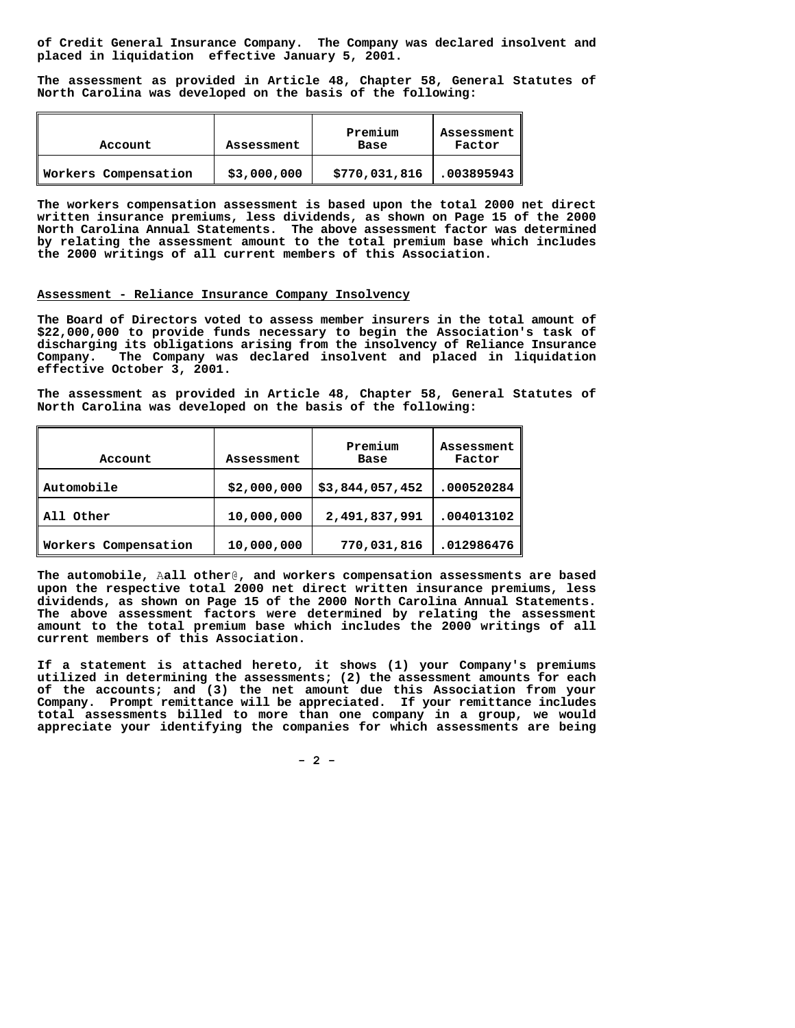of Credit General Insurance Company. The Company was declared insolvent and placed in liquidation effective January 5, 2001.

The assessment as provided in Article 48, Chapter 58, General Statutes of North Carolina was developed on the basis of the following:

| Account | Assessment | Premium Base | Assessment Factor |
|---|---|---|---|
| Workers Compensation | $3,000,000 | $770,031,816 | .003895943 |

The workers compensation assessment is based upon the total 2000 net direct written insurance premiums, less dividends, as shown on Page 15 of the 2000 North Carolina Annual Statements. The above assessment factor was determined by relating the assessment amount to the total premium base which includes the 2000 writings of all current members of this Association.

## Assessment - Reliance Insurance Company Insolvency

The Board of Directors voted to assess member insurers in the total amount of $22,000,000 to provide funds necessary to begin the Association's task of discharging its obligations arising from the insolvency of Reliance Insurance Company. The Company was declared insolvent and placed in liquidation effective October 3, 2001.

The assessment as provided in Article 48, Chapter 58, General Statutes of North Carolina was developed on the basis of the following:

| Account | Assessment | Premium Base | Assessment Factor |
|---|---|---|---|
| Automobile | $2,000,000 | $3,844,057,452 | .000520284 |
| All Other | 10,000,000 | 2,491,837,991 | .004013102 |
| Workers Compensation | 10,000,000 | 770,031,816 | .012986476 |

The automobile, Aall other@, and workers compensation assessments are based upon the respective total 2000 net direct written insurance premiums, less dividends, as shown on Page 15 of the 2000 North Carolina Annual Statements. The above assessment factors were determined by relating the assessment amount to the total premium base which includes the 2000 writings of all current members of this Association.

If a statement is attached hereto, it shows (1) your Company's premiums utilized in determining the assessments; (2) the assessment amounts for each of the accounts; and (3) the net amount due this Association from your Company. Prompt remittance will be appreciated. If your remittance includes total assessments billed to more than one company in a group, we would appreciate your identifying the companies for which assessments are being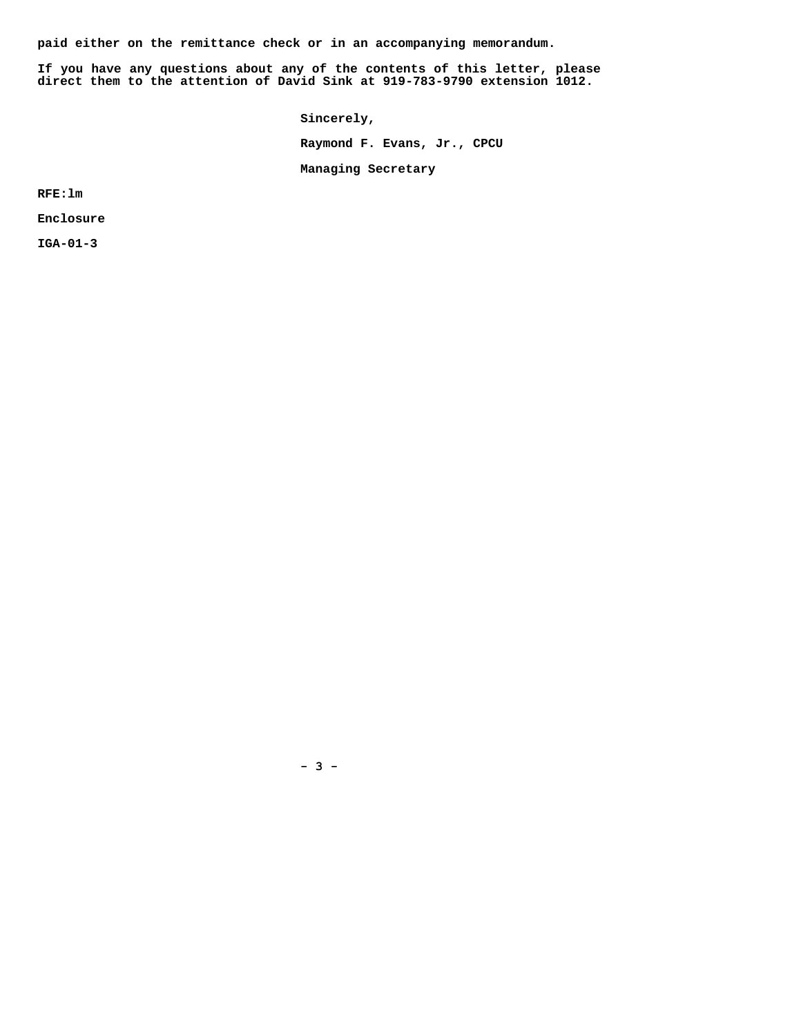paid either on the remittance check or in an accompanying memorandum.

If you have any questions about any of the contents of this letter, please direct them to the attention of David Sink at 919-783-9790 extension 1012.

Sincerely,

Raymond F. Evans, Jr., CPCU

Managing Secretary

RFE:lm

Enclosure

IGA-01-3